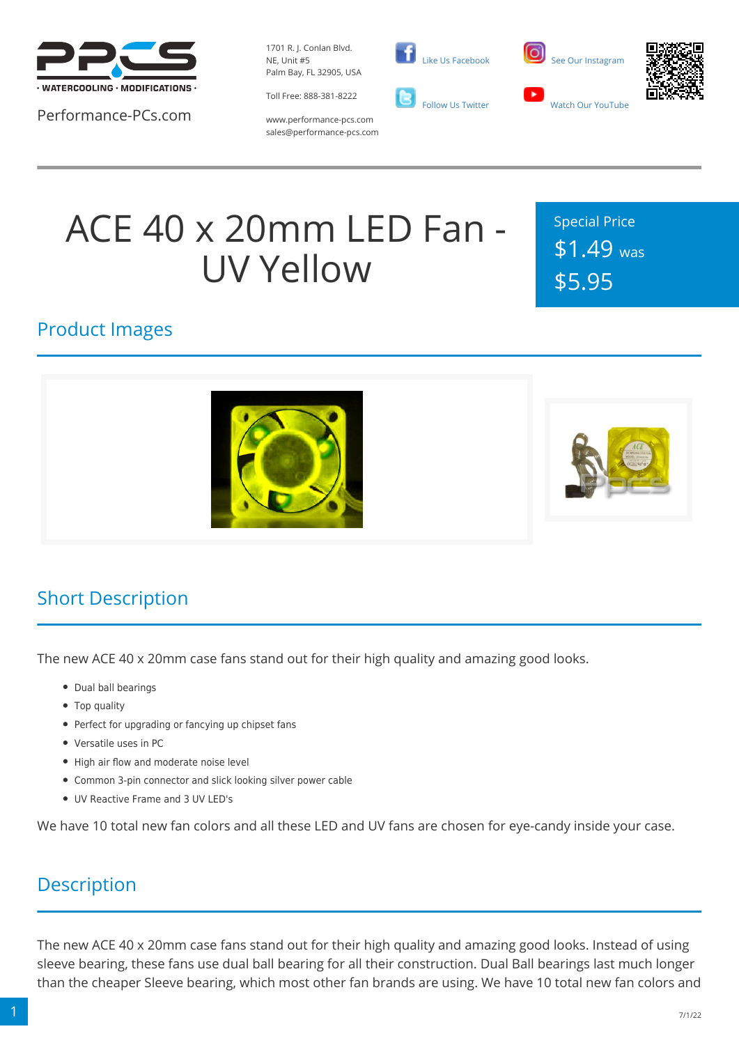Performance-PCs.com

1701 R. J. Conlan Blvd. NE, Unit #5
Palm Bay, FL 32905, USA

Toll Free: 888-381-8222

www.performance-pcs.com
sales@performance-pcs.com

Like Us Facebook

Follow Us Twitter

See Our Instagram

Watch Our YouTube

# ACE 40 x 20mm LED Fan - UV Yellow

Special Price
$1.49 was
$5.95

## Product Images

## Short Description

The new ACE 40 x 20mm case fans stand out for their high quality and amazing good looks.

- Dual ball bearings
- Top quality
- Perfect for upgrading or fancying up chipset fans
- Versatile uses in PC
- High air flow and moderate noise level
- Common 3-pin connector and slick looking silver power cable
- UV Reactive Frame and 3 UV LED's

We have 10 total new fan colors and all these LED and UV fans are chosen for eye-candy inside your case.

## Description

The new ACE 40 x 20mm case fans stand out for their high quality and amazing good looks. Instead of using sleeve bearing, these fans use dual ball bearing for all their construction. Dual Ball bearings last much longer than the cheaper Sleeve bearing, which most other fan brands are using. We have 10 total new fan colors and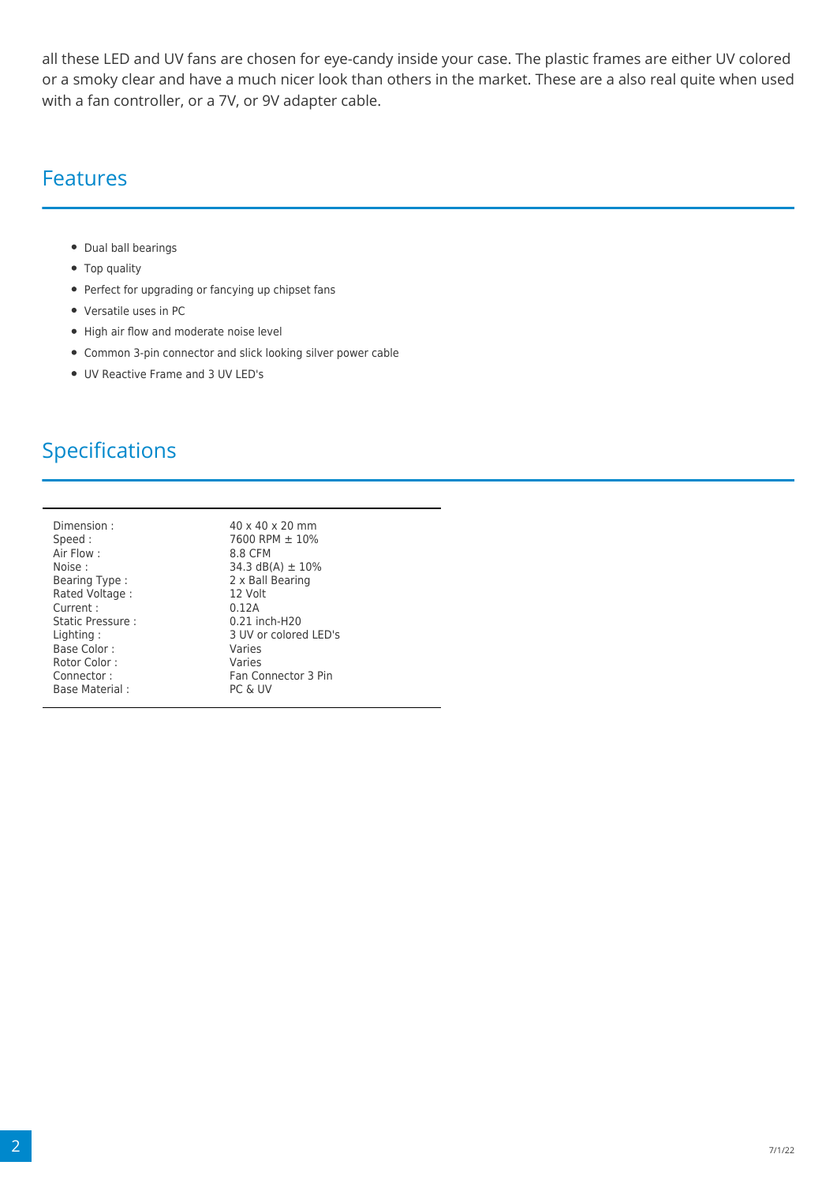all these LED and UV fans are chosen for eye-candy inside your case. The plastic frames are either UV colored or a smoky clear and have a much nicer look than others in the market. These are a also real quite when used with a fan controller, or a 7V, or 9V adapter cable.

## Features

- Dual ball bearings
- Top quality
- Perfect for upgrading or fancying up chipset fans
- Versatile uses in PC
- High air flow and moderate noise level
- Common 3-pin connector and slick looking silver power cable
- UV Reactive Frame and 3 UV LED's

## Specifications

| | |
|---|---|
| Dimension : | 40 x 40 x 20 mm |
| Speed : | 7600 RPM ± 10% |
| Air Flow : | 8.8 CFM |
| Noise : | 34.3 dB(A) ± 10% |
| Bearing Type : | 2 x Ball Bearing |
| Rated Voltage : | 12 Volt |
| Current : | 0.12A |
| Static Pressure : | 0.21 inch-H20 |
| Lighting : | 3 UV or colored LED's |
| Base Color : | Varies |
| Rotor Color : | Varies |
| Connector : | Fan Connector 3 Pin |
| Base Material : | PC & UV |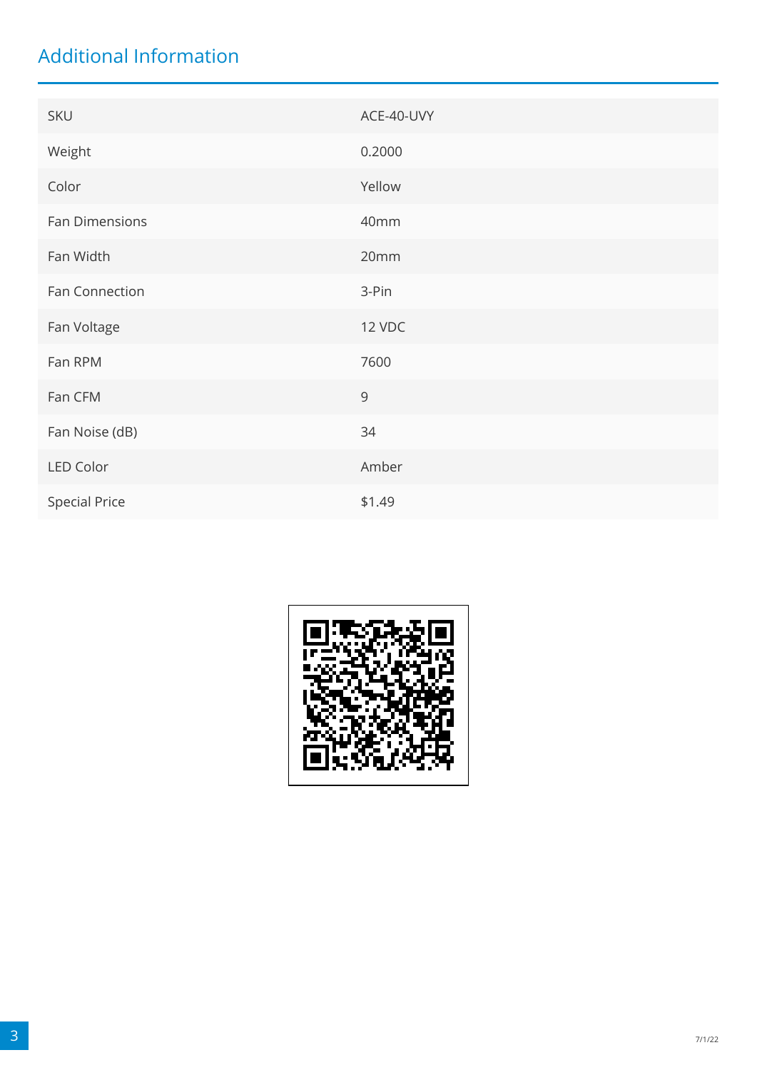## Additional Information

| | |
|---|---|
| SKU | ACE-40-UVY |
| Weight | 0.2000 |
| Color | Yellow |
| Fan Dimensions | 40mm |
| Fan Width | 20mm |
| Fan Connection | 3-Pin |
| Fan Voltage | 12 VDC |
| Fan RPM | 7600 |
| Fan CFM | 9 |
| Fan Noise (dB) | 34 |
| LED Color | Amber |
| Special Price | $1.49 |